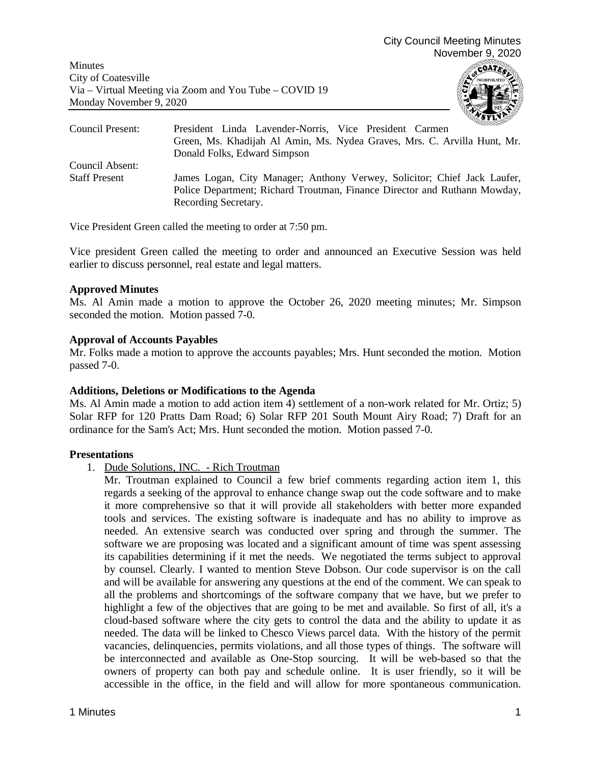City Council Meeting Minutes
November 9, 2020

Minutes
City of Coatesville
Via – Virtual Meeting via Zoom and You Tube – COVID 19
Monday November 9, 2020

| | |
|---|---|
| Council Present: | President Linda Lavender-Norris, Vice President Carmen Green, Ms. Khadijah Al Amin, Ms. Nydea Graves, Mrs. C. Arvilla Hunt, Mr. Donald Folks, Edward Simpson |
| Council Absent: | |
| Staff Present | James Logan, City Manager; Anthony Verwey, Solicitor; Chief Jack Laufer, Police Department; Richard Troutman, Finance Director and Ruthann Mowday, Recording Secretary. |

Vice President Green called the meeting to order at 7:50 pm.

Vice president Green called the meeting to order and announced an Executive Session was held earlier to discuss personnel, real estate and legal matters.

**Approved Minutes**
Ms. Al Amin made a motion to approve the October 26, 2020 meeting minutes; Mr. Simpson seconded the motion. Motion passed 7-0.

**Approval of Accounts Payables**
Mr. Folks made a motion to approve the accounts payables; Mrs. Hunt seconded the motion. Motion passed 7-0.

**Additions, Deletions or Modifications to the Agenda**
Ms. Al Amin made a motion to add action item 4) settlement of a non-work related for Mr. Ortiz; 5) Solar RFP for 120 Pratts Dam Road; 6) Solar RFP 201 South Mount Airy Road; 7) Draft for an ordinance for the Sam's Act; Mrs. Hunt seconded the motion. Motion passed 7-0.

**Presentations**

1. Dude Solutions, INC. - Rich Troutman
   Mr. Troutman explained to Council a few brief comments regarding action item 1, this regards a seeking of the approval to enhance change swap out the code software and to make it more comprehensive so that it will provide all stakeholders with better more expanded tools and services. The existing software is inadequate and has no ability to improve as needed. An extensive search was conducted over spring and through the summer. The software we are proposing was located and a significant amount of time was spent assessing its capabilities determining if it met the needs. We negotiated the terms subject to approval by counsel. Clearly. I wanted to mention Steve Dobson. Our code supervisor is on the call and will be available for answering any questions at the end of the comment. We can speak to all the problems and shortcomings of the software company that we have, but we prefer to highlight a few of the objectives that are going to be met and available. So first of all, it's a cloud-based software where the city gets to control the data and the ability to update it as needed. The data will be linked to Chesco Views parcel data. With the history of the permit vacancies, delinquencies, permits violations, and all those types of things. The software will be interconnected and available as One-Stop sourcing. It will be web-based so that the owners of property can both pay and schedule online. It is user friendly, so it will be accessible in the office, in the field and will allow for more spontaneous communication.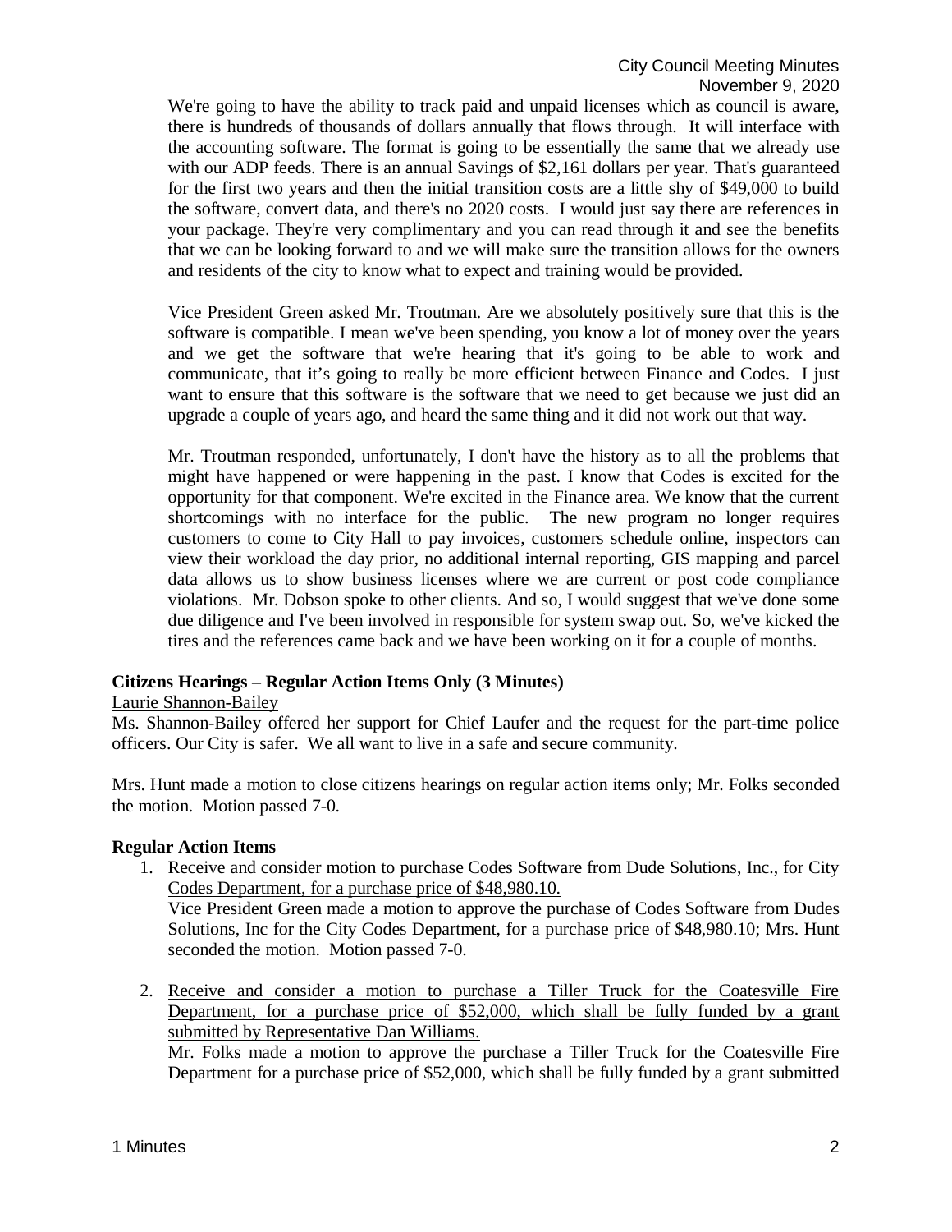We're going to have the ability to track paid and unpaid licenses which as council is aware, there is hundreds of thousands of dollars annually that flows through. It will interface with the accounting software. The format is going to be essentially the same that we already use with our ADP feeds. There is an annual Savings of $2,161 dollars per year. That's guaranteed for the first two years and then the initial transition costs are a little shy of $49,000 to build the software, convert data, and there's no 2020 costs. I would just say there are references in your package. They're very complimentary and you can read through it and see the benefits that we can be looking forward to and we will make sure the transition allows for the owners and residents of the city to know what to expect and training would be provided.

Vice President Green asked Mr. Troutman. Are we absolutely positively sure that this is the software is compatible. I mean we've been spending, you know a lot of money over the years and we get the software that we're hearing that it's going to be able to work and communicate, that it's going to really be more efficient between Finance and Codes. I just want to ensure that this software is the software that we need to get because we just did an upgrade a couple of years ago, and heard the same thing and it did not work out that way.

Mr. Troutman responded, unfortunately, I don't have the history as to all the problems that might have happened or were happening in the past. I know that Codes is excited for the opportunity for that component. We're excited in the Finance area. We know that the current shortcomings with no interface for the public. The new program no longer requires customers to come to City Hall to pay invoices, customers schedule online, inspectors can view their workload the day prior, no additional internal reporting, GIS mapping and parcel data allows us to show business licenses where we are current or post code compliance violations. Mr. Dobson spoke to other clients. And so, I would suggest that we've done some due diligence and I've been involved in responsible for system swap out. So, we've kicked the tires and the references came back and we have been working on it for a couple of months.

**Citizens Hearings – Regular Action Items Only (3 Minutes)**

Laurie Shannon-Bailey

Ms. Shannon-Bailey offered her support for Chief Laufer and the request for the part-time police officers. Our City is safer. We all want to live in a safe and secure community.

Mrs. Hunt made a motion to close citizens hearings on regular action items only; Mr. Folks seconded the motion. Motion passed 7-0.

**Regular Action Items**

1. Receive and consider motion to purchase Codes Software from Dude Solutions, Inc., for City Codes Department, for a purchase price of $48,980.10.
   Vice President Green made a motion to approve the purchase of Codes Software from Dudes Solutions, Inc for the City Codes Department, for a purchase price of $48,980.10; Mrs. Hunt seconded the motion. Motion passed 7-0.

2. Receive and consider a motion to purchase a Tiller Truck for the Coatesville Fire Department, for a purchase price of $52,000, which shall be fully funded by a grant submitted by Representative Dan Williams.
   Mr. Folks made a motion to approve the purchase a Tiller Truck for the Coatesville Fire Department for a purchase price of $52,000, which shall be fully funded by a grant submitted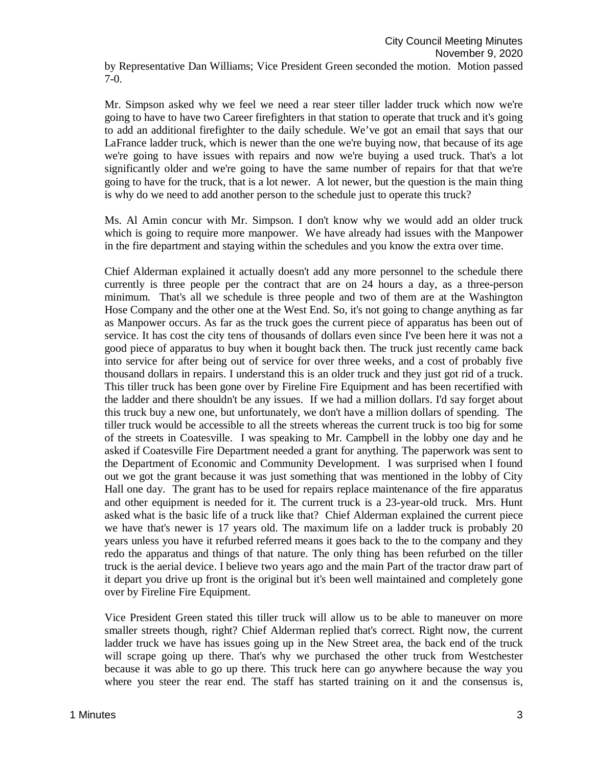by Representative Dan Williams; Vice President Green seconded the motion. Motion passed 7-0.

Mr. Simpson asked why we feel we need a rear steer tiller ladder truck which now we're going to have to have two Career firefighters in that station to operate that truck and it's going to add an additional firefighter to the daily schedule. We've got an email that says that our LaFrance ladder truck, which is newer than the one we're buying now, that because of its age we're going to have issues with repairs and now we're buying a used truck. That's a lot significantly older and we're going to have the same number of repairs for that that we're going to have for the truck, that is a lot newer. A lot newer, but the question is the main thing is why do we need to add another person to the schedule just to operate this truck?

Ms. Al Amin concur with Mr. Simpson. I don't know why we would add an older truck which is going to require more manpower. We have already had issues with the Manpower in the fire department and staying within the schedules and you know the extra over time.

Chief Alderman explained it actually doesn't add any more personnel to the schedule there currently is three people per the contract that are on 24 hours a day, as a three-person minimum. That's all we schedule is three people and two of them are at the Washington Hose Company and the other one at the West End. So, it's not going to change anything as far as Manpower occurs. As far as the truck goes the current piece of apparatus has been out of service. It has cost the city tens of thousands of dollars even since I've been here it was not a good piece of apparatus to buy when it bought back then. The truck just recently came back into service for after being out of service for over three weeks, and a cost of probably five thousand dollars in repairs. I understand this is an older truck and they just got rid of a truck. This tiller truck has been gone over by Fireline Fire Equipment and has been recertified with the ladder and there shouldn't be any issues. If we had a million dollars. I'd say forget about this truck buy a new one, but unfortunately, we don't have a million dollars of spending. The tiller truck would be accessible to all the streets whereas the current truck is too big for some of the streets in Coatesville. I was speaking to Mr. Campbell in the lobby one day and he asked if Coatesville Fire Department needed a grant for anything. The paperwork was sent to the Department of Economic and Community Development. I was surprised when I found out we got the grant because it was just something that was mentioned in the lobby of City Hall one day. The grant has to be used for repairs replace maintenance of the fire apparatus and other equipment is needed for it. The current truck is a 23-year-old truck. Mrs. Hunt asked what is the basic life of a truck like that? Chief Alderman explained the current piece we have that's newer is 17 years old. The maximum life on a ladder truck is probably 20 years unless you have it refurbed referred means it goes back to the to the company and they redo the apparatus and things of that nature. The only thing has been refurbed on the tiller truck is the aerial device. I believe two years ago and the main Part of the tractor draw part of it depart you drive up front is the original but it's been well maintained and completely gone over by Fireline Fire Equipment.

Vice President Green stated this tiller truck will allow us to be able to maneuver on more smaller streets though, right? Chief Alderman replied that's correct. Right now, the current ladder truck we have has issues going up in the New Street area, the back end of the truck will scrape going up there. That's why we purchased the other truck from Westchester because it was able to go up there. This truck here can go anywhere because the way you where you steer the rear end. The staff has started training on it and the consensus is,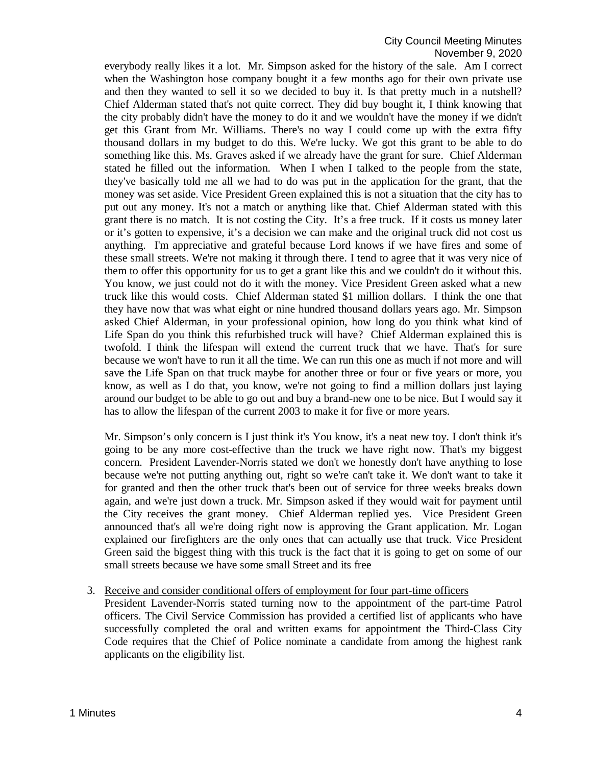everybody really likes it a lot. Mr. Simpson asked for the history of the sale. Am I correct when the Washington hose company bought it a few months ago for their own private use and then they wanted to sell it so we decided to buy it. Is that pretty much in a nutshell? Chief Alderman stated that's not quite correct. They did buy bought it, I think knowing that the city probably didn't have the money to do it and we wouldn't have the money if we didn't get this Grant from Mr. Williams. There's no way I could come up with the extra fifty thousand dollars in my budget to do this. We're lucky. We got this grant to be able to do something like this. Ms. Graves asked if we already have the grant for sure. Chief Alderman stated he filled out the information. When I when I talked to the people from the state, they've basically told me all we had to do was put in the application for the grant, that the money was set aside. Vice President Green explained this is not a situation that the city has to put out any money. It's not a match or anything like that. Chief Alderman stated with this grant there is no match. It is not costing the City. It's a free truck. If it costs us money later or it's gotten to expensive, it's a decision we can make and the original truck did not cost us anything. I'm appreciative and grateful because Lord knows if we have fires and some of these small streets. We're not making it through there. I tend to agree that it was very nice of them to offer this opportunity for us to get a grant like this and we couldn't do it without this. You know, we just could not do it with the money. Vice President Green asked what a new truck like this would costs. Chief Alderman stated $1 million dollars. I think the one that they have now that was what eight or nine hundred thousand dollars years ago. Mr. Simpson asked Chief Alderman, in your professional opinion, how long do you think what kind of Life Span do you think this refurbished truck will have? Chief Alderman explained this is twofold. I think the lifespan will extend the current truck that we have. That's for sure because we won't have to run it all the time. We can run this one as much if not more and will save the Life Span on that truck maybe for another three or four or five years or more, you know, as well as I do that, you know, we're not going to find a million dollars just laying around our budget to be able to go out and buy a brand-new one to be nice. But I would say it has to allow the lifespan of the current 2003 to make it for five or more years.

Mr. Simpson's only concern is I just think it's You know, it's a neat new toy. I don't think it's going to be any more cost-effective than the truck we have right now. That's my biggest concern. President Lavender-Norris stated we don't we honestly don't have anything to lose because we're not putting anything out, right so we're can't take it. We don't want to take it for granted and then the other truck that's been out of service for three weeks breaks down again, and we're just down a truck. Mr. Simpson asked if they would wait for payment until the City receives the grant money. Chief Alderman replied yes. Vice President Green announced that's all we're doing right now is approving the Grant application. Mr. Logan explained our firefighters are the only ones that can actually use that truck. Vice President Green said the biggest thing with this truck is the fact that it is going to get on some of our small streets because we have some small Street and its free

3. <u>Receive and consider conditional offers of employment for four part-time officers</u>
   President Lavender-Norris stated turning now to the appointment of the part-time Patrol officers. The Civil Service Commission has provided a certified list of applicants who have successfully completed the oral and written exams for appointment the Third-Class City Code requires that the Chief of Police nominate a candidate from among the highest rank applicants on the eligibility list.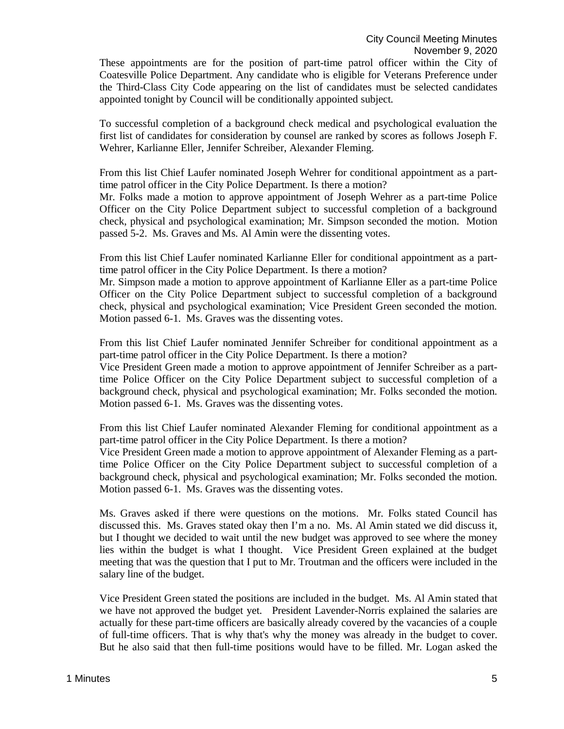These appointments are for the position of part-time patrol officer within the City of Coatesville Police Department. Any candidate who is eligible for Veterans Preference under the Third-Class City Code appearing on the list of candidates must be selected candidates appointed tonight by Council will be conditionally appointed subject.

To successful completion of a background check medical and psychological evaluation the first list of candidates for consideration by counsel are ranked by scores as follows Joseph F. Wehrer, Karlianne Eller, Jennifer Schreiber, Alexander Fleming.

From this list Chief Laufer nominated Joseph Wehrer for conditional appointment as a part-time patrol officer in the City Police Department. Is there a motion?
Mr. Folks made a motion to approve appointment of Joseph Wehrer as a part-time Police Officer on the City Police Department subject to successful completion of a background check, physical and psychological examination; Mr. Simpson seconded the motion. Motion passed 5-2. Ms. Graves and Ms. Al Amin were the dissenting votes.

From this list Chief Laufer nominated Karlianne Eller for conditional appointment as a part-time patrol officer in the City Police Department. Is there a motion?
Mr. Simpson made a motion to approve appointment of Karlianne Eller as a part-time Police Officer on the City Police Department subject to successful completion of a background check, physical and psychological examination; Vice President Green seconded the motion. Motion passed 6-1. Ms. Graves was the dissenting votes.

From this list Chief Laufer nominated Jennifer Schreiber for conditional appointment as a part-time patrol officer in the City Police Department. Is there a motion?
Vice President Green made a motion to approve appointment of Jennifer Schreiber as a part-time Police Officer on the City Police Department subject to successful completion of a background check, physical and psychological examination; Mr. Folks seconded the motion. Motion passed 6-1. Ms. Graves was the dissenting votes.

From this list Chief Laufer nominated Alexander Fleming for conditional appointment as a part-time patrol officer in the City Police Department. Is there a motion?
Vice President Green made a motion to approve appointment of Alexander Fleming as a part-time Police Officer on the City Police Department subject to successful completion of a background check, physical and psychological examination; Mr. Folks seconded the motion. Motion passed 6-1. Ms. Graves was the dissenting votes.

Ms. Graves asked if there were questions on the motions. Mr. Folks stated Council has discussed this. Ms. Graves stated okay then I'm a no. Ms. Al Amin stated we did discuss it, but I thought we decided to wait until the new budget was approved to see where the money lies within the budget is what I thought. Vice President Green explained at the budget meeting that was the question that I put to Mr. Troutman and the officers were included in the salary line of the budget.

Vice President Green stated the positions are included in the budget. Ms. Al Amin stated that we have not approved the budget yet. President Lavender-Norris explained the salaries are actually for these part-time officers are basically already covered by the vacancies of a couple of full-time officers. That is why that's why the money was already in the budget to cover. But he also said that then full-time positions would have to be filled. Mr. Logan asked the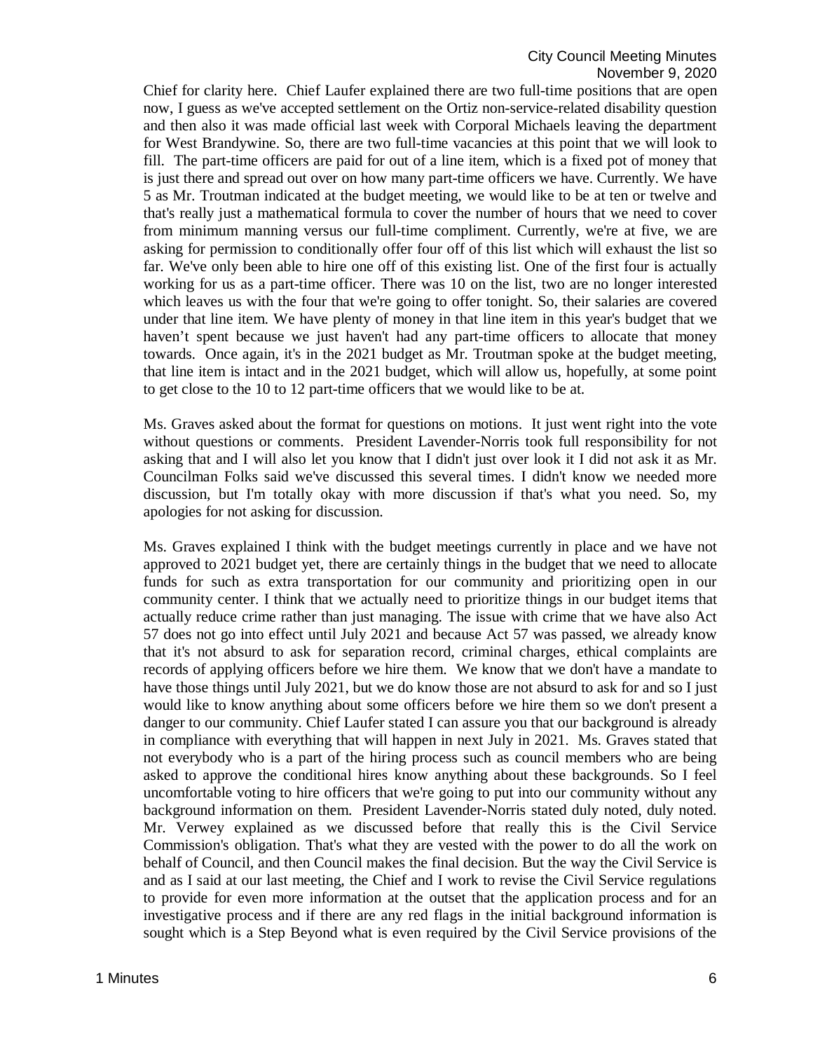Chief for clarity here. Chief Laufer explained there are two full-time positions that are open now, I guess as we've accepted settlement on the Ortiz non-service-related disability question and then also it was made official last week with Corporal Michaels leaving the department for West Brandywine. So, there are two full-time vacancies at this point that we will look to fill. The part-time officers are paid for out of a line item, which is a fixed pot of money that is just there and spread out over on how many part-time officers we have. Currently. We have 5 as Mr. Troutman indicated at the budget meeting, we would like to be at ten or twelve and that's really just a mathematical formula to cover the number of hours that we need to cover from minimum manning versus our full-time compliment. Currently, we're at five, we are asking for permission to conditionally offer four off of this list which will exhaust the list so far. We've only been able to hire one off of this existing list. One of the first four is actually working for us as a part-time officer. There was 10 on the list, two are no longer interested which leaves us with the four that we're going to offer tonight. So, their salaries are covered under that line item. We have plenty of money in that line item in this year's budget that we haven't spent because we just haven't had any part-time officers to allocate that money towards. Once again, it's in the 2021 budget as Mr. Troutman spoke at the budget meeting, that line item is intact and in the 2021 budget, which will allow us, hopefully, at some point to get close to the 10 to 12 part-time officers that we would like to be at.

Ms. Graves asked about the format for questions on motions. It just went right into the vote without questions or comments. President Lavender-Norris took full responsibility for not asking that and I will also let you know that I didn't just over look it I did not ask it as Mr. Councilman Folks said we've discussed this several times. I didn't know we needed more discussion, but I'm totally okay with more discussion if that's what you need. So, my apologies for not asking for discussion.

Ms. Graves explained I think with the budget meetings currently in place and we have not approved to 2021 budget yet, there are certainly things in the budget that we need to allocate funds for such as extra transportation for our community and prioritizing open in our community center. I think that we actually need to prioritize things in our budget items that actually reduce crime rather than just managing. The issue with crime that we have also Act 57 does not go into effect until July 2021 and because Act 57 was passed, we already know that it's not absurd to ask for separation record, criminal charges, ethical complaints are records of applying officers before we hire them. We know that we don't have a mandate to have those things until July 2021, but we do know those are not absurd to ask for and so I just would like to know anything about some officers before we hire them so we don't present a danger to our community. Chief Laufer stated I can assure you that our background is already in compliance with everything that will happen in next July in 2021. Ms. Graves stated that not everybody who is a part of the hiring process such as council members who are being asked to approve the conditional hires know anything about these backgrounds. So I feel uncomfortable voting to hire officers that we're going to put into our community without any background information on them. President Lavender-Norris stated duly noted, duly noted. Mr. Verwey explained as we discussed before that really this is the Civil Service Commission's obligation. That's what they are vested with the power to do all the work on behalf of Council, and then Council makes the final decision. But the way the Civil Service is and as I said at our last meeting, the Chief and I work to revise the Civil Service regulations to provide for even more information at the outset that the application process and for an investigative process and if there are any red flags in the initial background information is sought which is a Step Beyond what is even required by the Civil Service provisions of the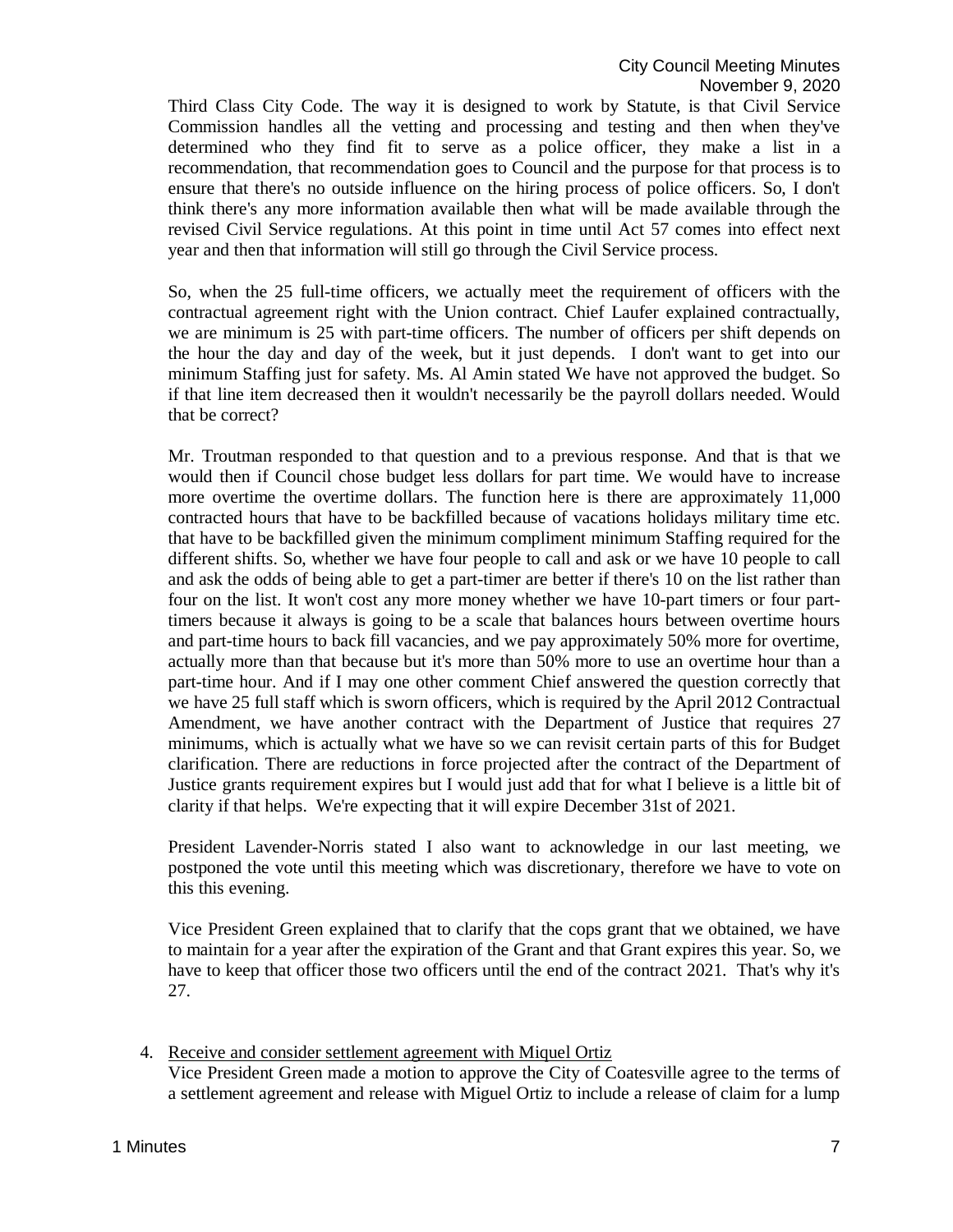Third Class City Code. The way it is designed to work by Statute, is that Civil Service Commission handles all the vetting and processing and testing and then when they've determined who they find fit to serve as a police officer, they make a list in a recommendation, that recommendation goes to Council and the purpose for that process is to ensure that there's no outside influence on the hiring process of police officers. So, I don't think there's any more information available then what will be made available through the revised Civil Service regulations. At this point in time until Act 57 comes into effect next year and then that information will still go through the Civil Service process.

So, when the 25 full-time officers, we actually meet the requirement of officers with the contractual agreement right with the Union contract. Chief Laufer explained contractually, we are minimum is 25 with part-time officers. The number of officers per shift depends on the hour the day and day of the week, but it just depends. I don't want to get into our minimum Staffing just for safety. Ms. Al Amin stated We have not approved the budget. So if that line item decreased then it wouldn't necessarily be the payroll dollars needed. Would that be correct?

Mr. Troutman responded to that question and to a previous response. And that is that we would then if Council chose budget less dollars for part time. We would have to increase more overtime the overtime dollars. The function here is there are approximately 11,000 contracted hours that have to be backfilled because of vacations holidays military time etc. that have to be backfilled given the minimum compliment minimum Staffing required for the different shifts. So, whether we have four people to call and ask or we have 10 people to call and ask the odds of being able to get a part-timer are better if there's 10 on the list rather than four on the list. It won't cost any more money whether we have 10-part timers or four part-timers because it always is going to be a scale that balances hours between overtime hours and part-time hours to back fill vacancies, and we pay approximately 50% more for overtime, actually more than that because but it's more than 50% more to use an overtime hour than a part-time hour. And if I may one other comment Chief answered the question correctly that we have 25 full staff which is sworn officers, which is required by the April 2012 Contractual Amendment, we have another contract with the Department of Justice that requires 27 minimums, which is actually what we have so we can revisit certain parts of this for Budget clarification. There are reductions in force projected after the contract of the Department of Justice grants requirement expires but I would just add that for what I believe is a little bit of clarity if that helps. We're expecting that it will expire December 31st of 2021.

President Lavender-Norris stated I also want to acknowledge in our last meeting, we postponed the vote until this meeting which was discretionary, therefore we have to vote on this this evening.

Vice President Green explained that to clarify that the cops grant that we obtained, we have to maintain for a year after the expiration of the Grant and that Grant expires this year. So, we have to keep that officer those two officers until the end of the contract 2021. That's why it's 27.

4. Receive and consider settlement agreement with Miquel Ortiz
   Vice President Green made a motion to approve the City of Coatesville agree to the terms of a settlement agreement and release with Miguel Ortiz to include a release of claim for a lump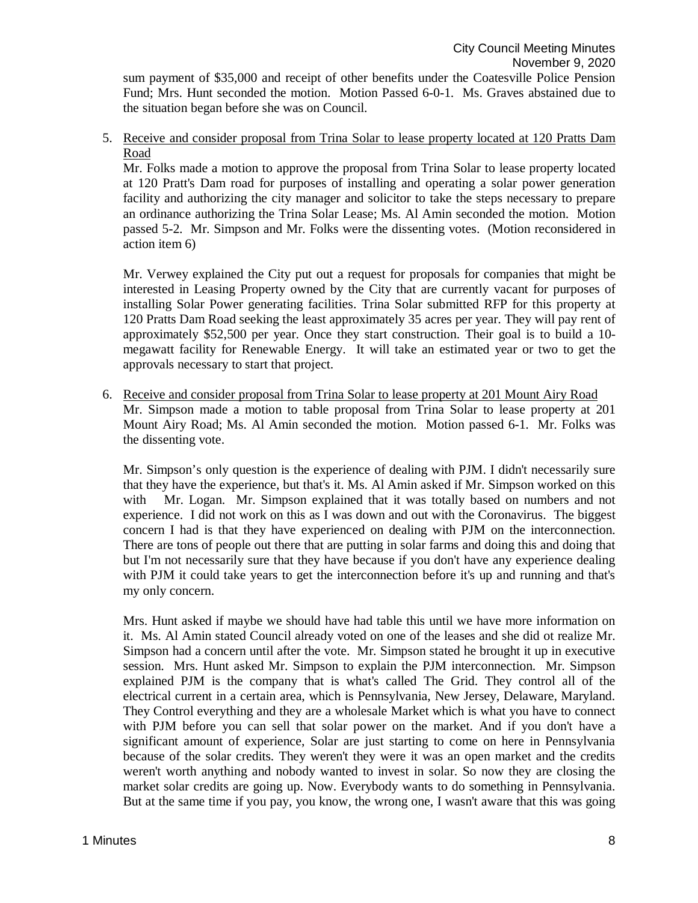sum payment of $35,000 and receipt of other benefits under the Coatesville Police Pension Fund; Mrs. Hunt seconded the motion. Motion Passed 6-0-1. Ms. Graves abstained due to the situation began before she was on Council.

5. Receive and consider proposal from Trina Solar to lease property located at 120 Pratts Dam Road

   Mr. Folks made a motion to approve the proposal from Trina Solar to lease property located at 120 Pratt's Dam road for purposes of installing and operating a solar power generation facility and authorizing the city manager and solicitor to take the steps necessary to prepare an ordinance authorizing the Trina Solar Lease; Ms. Al Amin seconded the motion. Motion passed 5-2. Mr. Simpson and Mr. Folks were the dissenting votes. (Motion reconsidered in action item 6)

   Mr. Verwey explained the City put out a request for proposals for companies that might be interested in Leasing Property owned by the City that are currently vacant for purposes of installing Solar Power generating facilities. Trina Solar submitted RFP for this property at 120 Pratts Dam Road seeking the least approximately 35 acres per year. They will pay rent of approximately $52,500 per year. Once they start construction. Their goal is to build a 10-megawatt facility for Renewable Energy. It will take an estimated year or two to get the approvals necessary to start that project.

6. Receive and consider proposal from Trina Solar to lease property at 201 Mount Airy Road

   Mr. Simpson made a motion to table proposal from Trina Solar to lease property at 201 Mount Airy Road; Ms. Al Amin seconded the motion. Motion passed 6-1. Mr. Folks was the dissenting vote.

   Mr. Simpson's only question is the experience of dealing with PJM. I didn't necessarily sure that they have the experience, but that's it. Ms. Al Amin asked if Mr. Simpson worked on this with Mr. Logan. Mr. Simpson explained that it was totally based on numbers and not experience. I did not work on this as I was down and out with the Coronavirus. The biggest concern I had is that they have experienced on dealing with PJM on the interconnection. There are tons of people out there that are putting in solar farms and doing this and doing that but I'm not necessarily sure that they have because if you don't have any experience dealing with PJM it could take years to get the interconnection before it's up and running and that's my only concern.

   Mrs. Hunt asked if maybe we should have had table this until we have more information on it. Ms. Al Amin stated Council already voted on one of the leases and she did ot realize Mr. Simpson had a concern until after the vote. Mr. Simpson stated he brought it up in executive session. Mrs. Hunt asked Mr. Simpson to explain the PJM interconnection. Mr. Simpson explained PJM is the company that is what's called The Grid. They control all of the electrical current in a certain area, which is Pennsylvania, New Jersey, Delaware, Maryland. They Control everything and they are a wholesale Market which is what you have to connect with PJM before you can sell that solar power on the market. And if you don't have a significant amount of experience, Solar are just starting to come on here in Pennsylvania because of the solar credits. They weren't they were it was an open market and the credits weren't worth anything and nobody wanted to invest in solar. So now they are closing the market solar credits are going up. Now. Everybody wants to do something in Pennsylvania. But at the same time if you pay, you know, the wrong one, I wasn't aware that this was going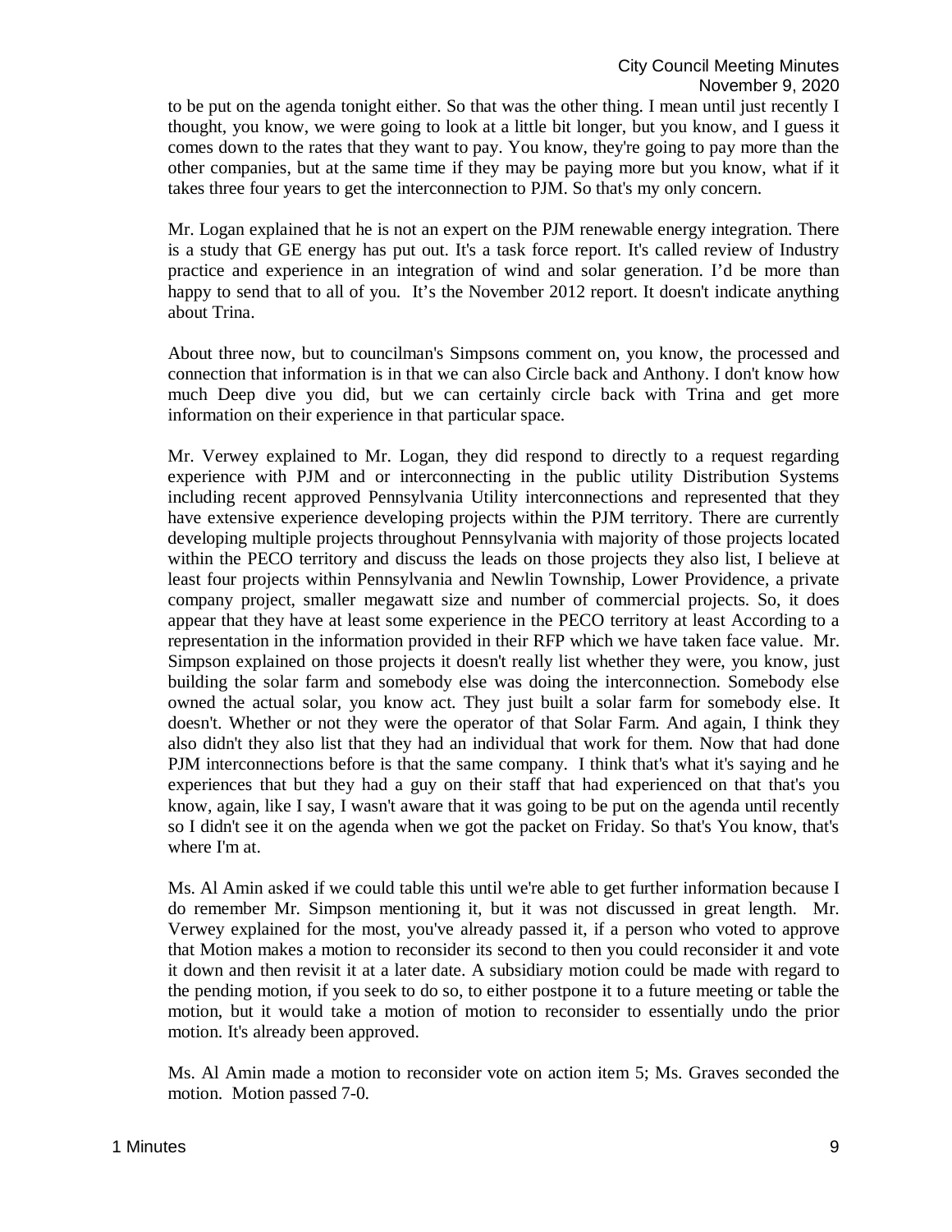to be put on the agenda tonight either. So that was the other thing. I mean until just recently I thought, you know, we were going to look at a little bit longer, but you know, and I guess it comes down to the rates that they want to pay. You know, they're going to pay more than the other companies, but at the same time if they may be paying more but you know, what if it takes three four years to get the interconnection to PJM. So that's my only concern.

Mr. Logan explained that he is not an expert on the PJM renewable energy integration. There is a study that GE energy has put out. It's a task force report. It's called review of Industry practice and experience in an integration of wind and solar generation. I'd be more than happy to send that to all of you. It's the November 2012 report. It doesn't indicate anything about Trina.

About three now, but to councilman's Simpsons comment on, you know, the processed and connection that information is in that we can also Circle back and Anthony. I don't know how much Deep dive you did, but we can certainly circle back with Trina and get more information on their experience in that particular space.

Mr. Verwey explained to Mr. Logan, they did respond to directly to a request regarding experience with PJM and or interconnecting in the public utility Distribution Systems including recent approved Pennsylvania Utility interconnections and represented that they have extensive experience developing projects within the PJM territory. There are currently developing multiple projects throughout Pennsylvania with majority of those projects located within the PECO territory and discuss the leads on those projects they also list, I believe at least four projects within Pennsylvania and Newlin Township, Lower Providence, a private company project, smaller megawatt size and number of commercial projects. So, it does appear that they have at least some experience in the PECO territory at least According to a representation in the information provided in their RFP which we have taken face value. Mr. Simpson explained on those projects it doesn't really list whether they were, you know, just building the solar farm and somebody else was doing the interconnection. Somebody else owned the actual solar, you know act. They just built a solar farm for somebody else. It doesn't. Whether or not they were the operator of that Solar Farm. And again, I think they also didn't they also list that they had an individual that work for them. Now that had done PJM interconnections before is that the same company. I think that's what it's saying and he experiences that but they had a guy on their staff that had experienced on that that's you know, again, like I say, I wasn't aware that it was going to be put on the agenda until recently so I didn't see it on the agenda when we got the packet on Friday. So that's You know, that's where I'm at.

Ms. Al Amin asked if we could table this until we're able to get further information because I do remember Mr. Simpson mentioning it, but it was not discussed in great length. Mr. Verwey explained for the most, you've already passed it, if a person who voted to approve that Motion makes a motion to reconsider its second to then you could reconsider it and vote it down and then revisit it at a later date. A subsidiary motion could be made with regard to the pending motion, if you seek to do so, to either postpone it to a future meeting or table the motion, but it would take a motion of motion to reconsider to essentially undo the prior motion. It's already been approved.

Ms. Al Amin made a motion to reconsider vote on action item 5; Ms. Graves seconded the motion. Motion passed 7-0.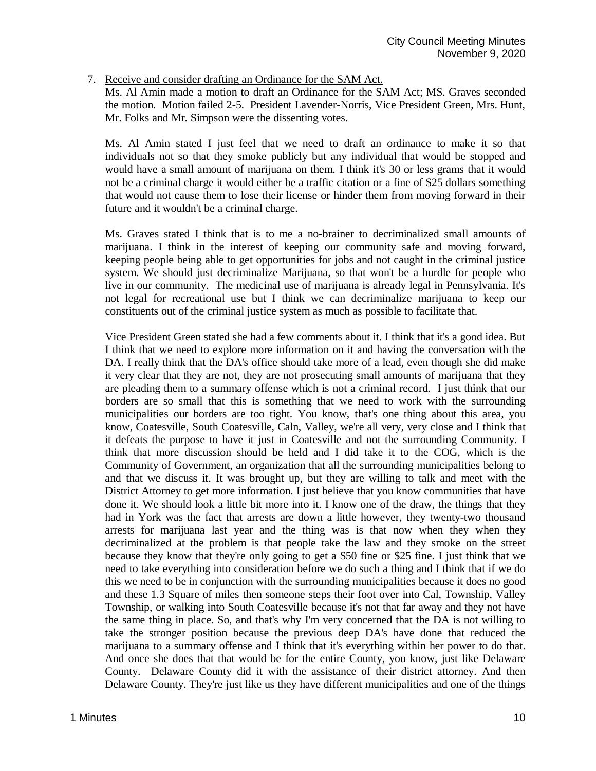7. <u>Receive and consider drafting an Ordinance for the SAM Act.</u>

   Ms. Al Amin made a motion to draft an Ordinance for the SAM Act; MS. Graves seconded the motion. Motion failed 2-5. President Lavender-Norris, Vice President Green, Mrs. Hunt, Mr. Folks and Mr. Simpson were the dissenting votes.

   Ms. Al Amin stated I just feel that we need to draft an ordinance to make it so that individuals not so that they smoke publicly but any individual that would be stopped and would have a small amount of marijuana on them. I think it's 30 or less grams that it would not be a criminal charge it would either be a traffic citation or a fine of $25 dollars something that would not cause them to lose their license or hinder them from moving forward in their future and it wouldn't be a criminal charge.

   Ms. Graves stated I think that is to me a no-brainer to decriminalized small amounts of marijuana. I think in the interest of keeping our community safe and moving forward, keeping people being able to get opportunities for jobs and not caught in the criminal justice system. We should just decriminalize Marijuana, so that won't be a hurdle for people who live in our community. The medicinal use of marijuana is already legal in Pennsylvania. It's not legal for recreational use but I think we can decriminalize marijuana to keep our constituents out of the criminal justice system as much as possible to facilitate that.

   Vice President Green stated she had a few comments about it. I think that it's a good idea. But I think that we need to explore more information on it and having the conversation with the DA. I really think that the DA's office should take more of a lead, even though she did make it very clear that they are not, they are not prosecuting small amounts of marijuana that they are pleading them to a summary offense which is not a criminal record. I just think that our borders are so small that this is something that we need to work with the surrounding municipalities our borders are too tight. You know, that's one thing about this area, you know, Coatesville, South Coatesville, Caln, Valley, we're all very, very close and I think that it defeats the purpose to have it just in Coatesville and not the surrounding Community. I think that more discussion should be held and I did take it to the COG, which is the Community of Government, an organization that all the surrounding municipalities belong to and that we discuss it. It was brought up, but they are willing to talk and meet with the District Attorney to get more information. I just believe that you know communities that have done it. We should look a little bit more into it. I know one of the draw, the things that they had in York was the fact that arrests are down a little however, they twenty-two thousand arrests for marijuana last year and the thing was is that now when they when they decriminalized at the problem is that people take the law and they smoke on the street because they know that they're only going to get a $50 fine or $25 fine. I just think that we need to take everything into consideration before we do such a thing and I think that if we do this we need to be in conjunction with the surrounding municipalities because it does no good and these 1.3 Square of miles then someone steps their foot over into Cal, Township, Valley Township, or walking into South Coatesville because it's not that far away and they not have the same thing in place. So, and that's why I'm very concerned that the DA is not willing to take the stronger position because the previous deep DA's have done that reduced the marijuana to a summary offense and I think that it's everything within her power to do that. And once she does that that would be for the entire County, you know, just like Delaware County. Delaware County did it with the assistance of their district attorney. And then Delaware County. They're just like us they have different municipalities and one of the things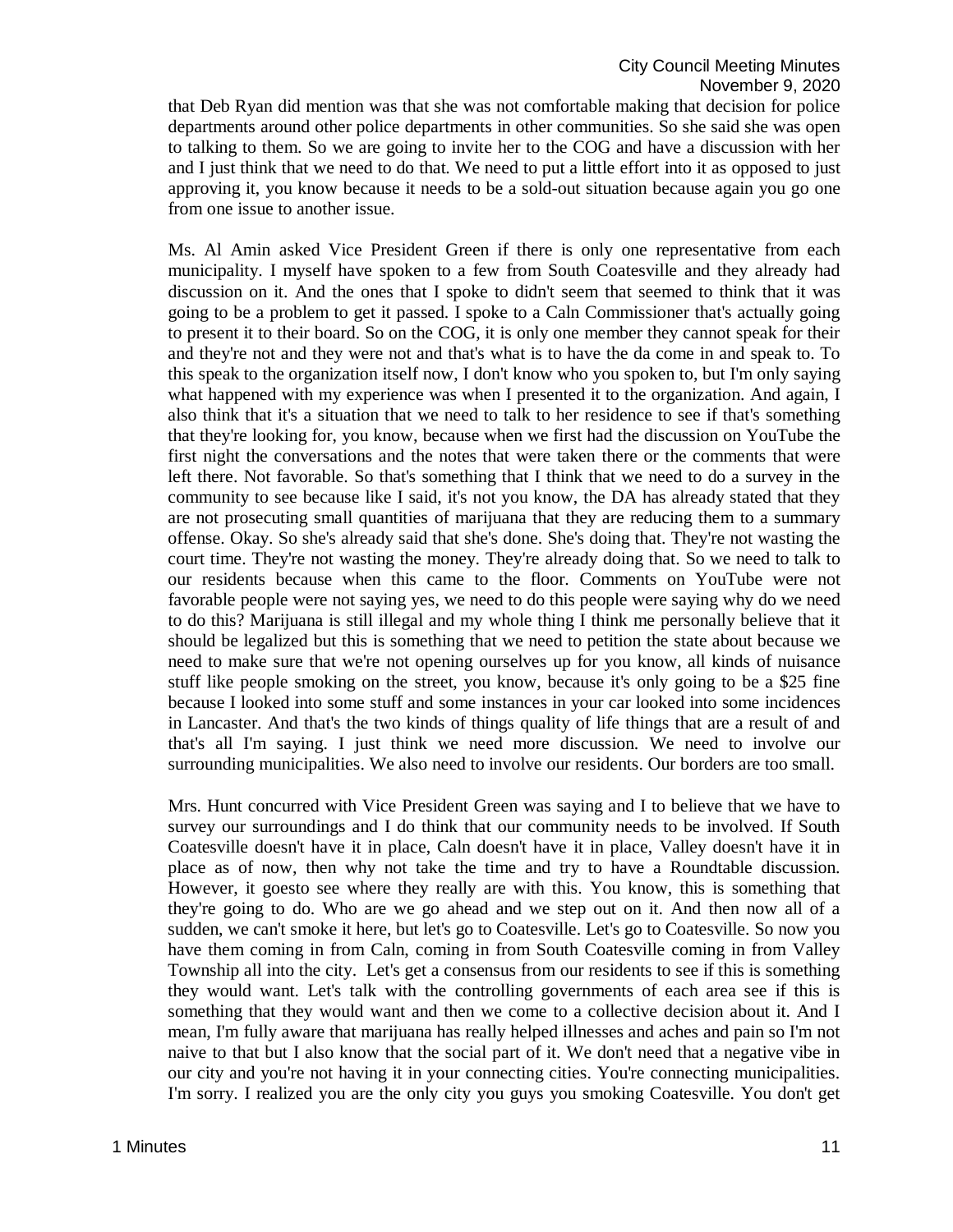that Deb Ryan did mention was that she was not comfortable making that decision for police departments around other police departments in other communities. So she said she was open to talking to them. So we are going to invite her to the COG and have a discussion with her and I just think that we need to do that. We need to put a little effort into it as opposed to just approving it, you know because it needs to be a sold-out situation because again you go one from one issue to another issue.

Ms. Al Amin asked Vice President Green if there is only one representative from each municipality. I myself have spoken to a few from South Coatesville and they already had discussion on it. And the ones that I spoke to didn't seem that seemed to think that it was going to be a problem to get it passed. I spoke to a Caln Commissioner that's actually going to present it to their board. So on the COG, it is only one member they cannot speak for their and they're not and they were not and that's what is to have the da come in and speak to. To this speak to the organization itself now, I don't know who you spoken to, but I'm only saying what happened with my experience was when I presented it to the organization. And again, I also think that it's a situation that we need to talk to her residence to see if that's something that they're looking for, you know, because when we first had the discussion on YouTube the first night the conversations and the notes that were taken there or the comments that were left there. Not favorable. So that's something that I think that we need to do a survey in the community to see because like I said, it's not you know, the DA has already stated that they are not prosecuting small quantities of marijuana that they are reducing them to a summary offense. Okay. So she's already said that she's done. She's doing that. They're not wasting the court time. They're not wasting the money. They're already doing that. So we need to talk to our residents because when this came to the floor. Comments on YouTube were not favorable people were not saying yes, we need to do this people were saying why do we need to do this? Marijuana is still illegal and my whole thing I think me personally believe that it should be legalized but this is something that we need to petition the state about because we need to make sure that we're not opening ourselves up for you know, all kinds of nuisance stuff like people smoking on the street, you know, because it's only going to be a $25 fine because I looked into some stuff and some instances in your car looked into some incidences in Lancaster. And that's the two kinds of things quality of life things that are a result of and that's all I'm saying. I just think we need more discussion. We need to involve our surrounding municipalities. We also need to involve our residents. Our borders are too small.

Mrs. Hunt concurred with Vice President Green was saying and I to believe that we have to survey our surroundings and I do think that our community needs to be involved. If South Coatesville doesn't have it in place, Caln doesn't have it in place, Valley doesn't have it in place as of now, then why not take the time and try to have a Roundtable discussion. However, it goesto see where they really are with this. You know, this is something that they're going to do. Who are we go ahead and we step out on it. And then now all of a sudden, we can't smoke it here, but let's go to Coatesville. Let's go to Coatesville. So now you have them coming in from Caln, coming in from South Coatesville coming in from Valley Township all into the city. Let's get a consensus from our residents to see if this is something they would want. Let's talk with the controlling governments of each area see if this is something that they would want and then we come to a collective decision about it. And I mean, I'm fully aware that marijuana has really helped illnesses and aches and pain so I'm not naive to that but I also know that the social part of it. We don't need that a negative vibe in our city and you're not having it in your connecting cities. You're connecting municipalities. I'm sorry. I realized you are the only city you guys you smoking Coatesville. You don't get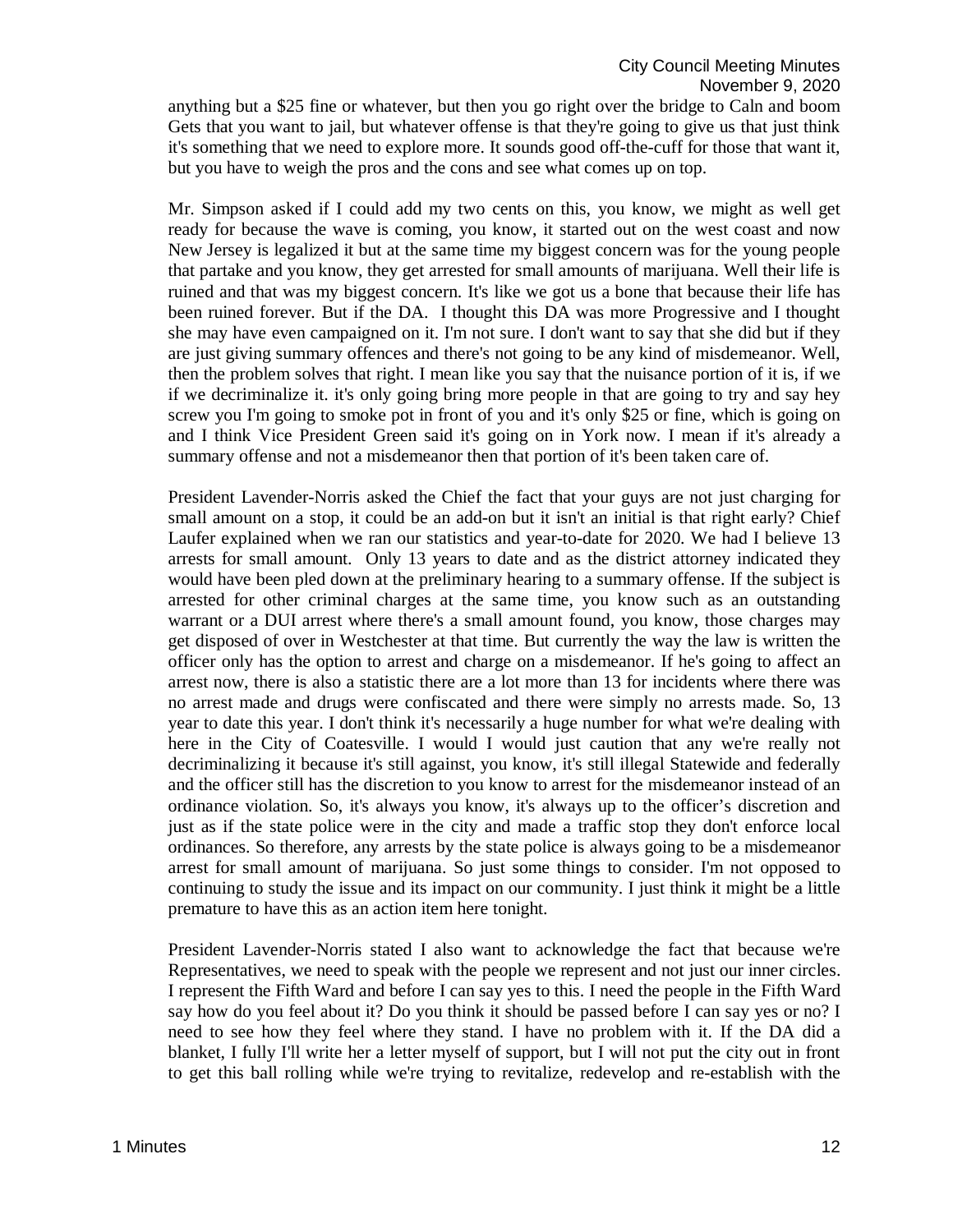anything but a $25 fine or whatever, but then you go right over the bridge to Caln and boom Gets that you want to jail, but whatever offense is that they're going to give us that just think it's something that we need to explore more. It sounds good off-the-cuff for those that want it, but you have to weigh the pros and the cons and see what comes up on top.

Mr. Simpson asked if I could add my two cents on this, you know, we might as well get ready for because the wave is coming, you know, it started out on the west coast and now New Jersey is legalized it but at the same time my biggest concern was for the young people that partake and you know, they get arrested for small amounts of marijuana. Well their life is ruined and that was my biggest concern. It's like we got us a bone that because their life has been ruined forever. But if the DA. I thought this DA was more Progressive and I thought she may have even campaigned on it. I'm not sure. I don't want to say that she did but if they are just giving summary offences and there's not going to be any kind of misdemeanor. Well, then the problem solves that right. I mean like you say that the nuisance portion of it is, if we if we decriminalize it. it's only going bring more people in that are going to try and say hey screw you I'm going to smoke pot in front of you and it's only $25 or fine, which is going on and I think Vice President Green said it's going on in York now. I mean if it's already a summary offense and not a misdemeanor then that portion of it's been taken care of.

President Lavender-Norris asked the Chief the fact that your guys are not just charging for small amount on a stop, it could be an add-on but it isn't an initial is that right early? Chief Laufer explained when we ran our statistics and year-to-date for 2020. We had I believe 13 arrests for small amount. Only 13 years to date and as the district attorney indicated they would have been pled down at the preliminary hearing to a summary offense. If the subject is arrested for other criminal charges at the same time, you know such as an outstanding warrant or a DUI arrest where there's a small amount found, you know, those charges may get disposed of over in Westchester at that time. But currently the way the law is written the officer only has the option to arrest and charge on a misdemeanor. If he's going to affect an arrest now, there is also a statistic there are a lot more than 13 for incidents where there was no arrest made and drugs were confiscated and there were simply no arrests made. So, 13 year to date this year. I don't think it's necessarily a huge number for what we're dealing with here in the City of Coatesville. I would I would just caution that any we're really not decriminalizing it because it's still against, you know, it's still illegal Statewide and federally and the officer still has the discretion to you know to arrest for the misdemeanor instead of an ordinance violation. So, it's always you know, it's always up to the officer's discretion and just as if the state police were in the city and made a traffic stop they don't enforce local ordinances. So therefore, any arrests by the state police is always going to be a misdemeanor arrest for small amount of marijuana. So just some things to consider. I'm not opposed to continuing to study the issue and its impact on our community. I just think it might be a little premature to have this as an action item here tonight.

President Lavender-Norris stated I also want to acknowledge the fact that because we're Representatives, we need to speak with the people we represent and not just our inner circles. I represent the Fifth Ward and before I can say yes to this. I need the people in the Fifth Ward say how do you feel about it? Do you think it should be passed before I can say yes or no? I need to see how they feel where they stand. I have no problem with it. If the DA did a blanket, I fully I'll write her a letter myself of support, but I will not put the city out in front to get this ball rolling while we're trying to revitalize, redevelop and re-establish with the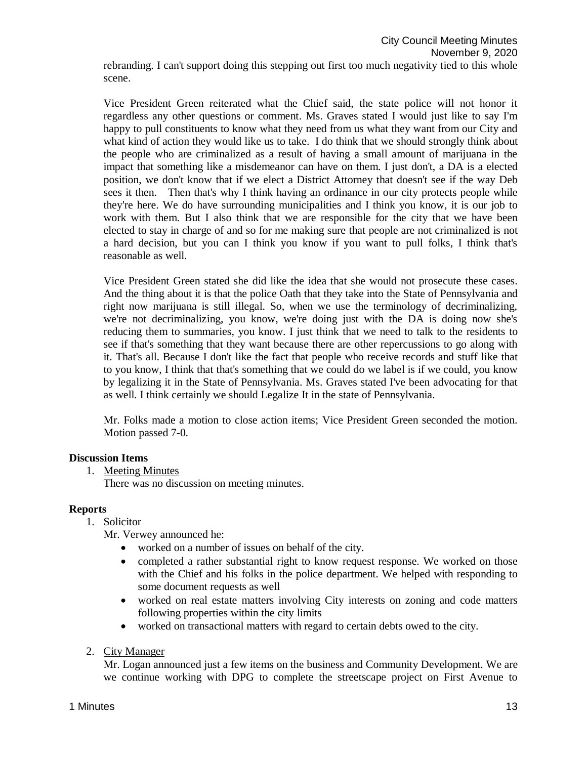rebranding. I can't support doing this stepping out first too much negativity tied to this whole scene.

Vice President Green reiterated what the Chief said, the state police will not honor it regardless any other questions or comment. Ms. Graves stated I would just like to say I'm happy to pull constituents to know what they need from us what they want from our City and what kind of action they would like us to take. I do think that we should strongly think about the people who are criminalized as a result of having a small amount of marijuana in the impact that something like a misdemeanor can have on them. I just don't, a DA is a elected position, we don't know that if we elect a District Attorney that doesn't see if the way Deb sees it then. Then that's why I think having an ordinance in our city protects people while they're here. We do have surrounding municipalities and I think you know, it is our job to work with them. But I also think that we are responsible for the city that we have been elected to stay in charge of and so for me making sure that people are not criminalized is not a hard decision, but you can I think you know if you want to pull folks, I think that's reasonable as well.

Vice President Green stated she did like the idea that she would not prosecute these cases. And the thing about it is that the police Oath that they take into the State of Pennsylvania and right now marijuana is still illegal. So, when we use the terminology of decriminalizing, we're not decriminalizing, you know, we're doing just with the DA is doing now she's reducing them to summaries, you know. I just think that we need to talk to the residents to see if that's something that they want because there are other repercussions to go along with it. That's all. Because I don't like the fact that people who receive records and stuff like that to you know, I think that that's something that we could do we label is if we could, you know by legalizing it in the State of Pennsylvania. Ms. Graves stated I've been advocating for that as well. I think certainly we should Legalize It in the state of Pennsylvania.

Mr. Folks made a motion to close action items; Vice President Green seconded the motion. Motion passed 7-0.

**Discussion Items**

1. Meeting Minutes
   There was no discussion on meeting minutes.

**Reports**

1. Solicitor
   Mr. Verwey announced he:
   - worked on a number of issues on behalf of the city.
   - completed a rather substantial right to know request response. We worked on those with the Chief and his folks in the police department. We helped with responding to some document requests as well
   - worked on real estate matters involving City interests on zoning and code matters following properties within the city limits
   - worked on transactional matters with regard to certain debts owed to the city.

2. City Manager
   Mr. Logan announced just a few items on the business and Community Development. We are we continue working with DPG to complete the streetscape project on First Avenue to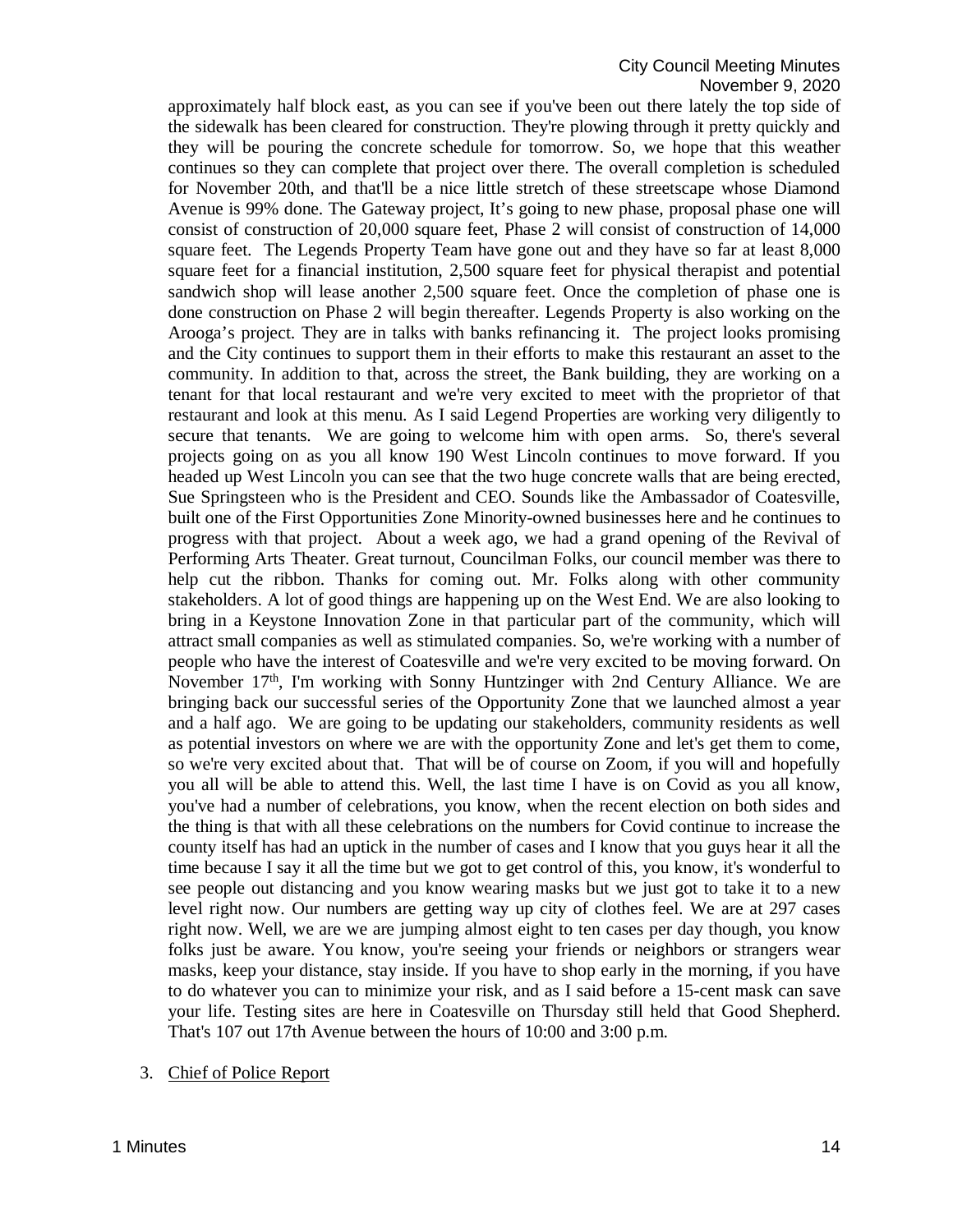approximately half block east, as you can see if you've been out there lately the top side of the sidewalk has been cleared for construction. They're plowing through it pretty quickly and they will be pouring the concrete schedule for tomorrow. So, we hope that this weather continues so they can complete that project over there. The overall completion is scheduled for November 20th, and that'll be a nice little stretch of these streetscape whose Diamond Avenue is 99% done. The Gateway project, It's going to new phase, proposal phase one will consist of construction of 20,000 square feet, Phase 2 will consist of construction of 14,000 square feet. The Legends Property Team have gone out and they have so far at least 8,000 square feet for a financial institution, 2,500 square feet for physical therapist and potential sandwich shop will lease another 2,500 square feet. Once the completion of phase one is done construction on Phase 2 will begin thereafter. Legends Property is also working on the Arooga's project. They are in talks with banks refinancing it. The project looks promising and the City continues to support them in their efforts to make this restaurant an asset to the community. In addition to that, across the street, the Bank building, they are working on a tenant for that local restaurant and we're very excited to meet with the proprietor of that restaurant and look at this menu. As I said Legend Properties are working very diligently to secure that tenants. We are going to welcome him with open arms. So, there's several projects going on as you all know 190 West Lincoln continues to move forward. If you headed up West Lincoln you can see that the two huge concrete walls that are being erected, Sue Springsteen who is the President and CEO. Sounds like the Ambassador of Coatesville, built one of the First Opportunities Zone Minority-owned businesses here and he continues to progress with that project. About a week ago, we had a grand opening of the Revival of Performing Arts Theater. Great turnout, Councilman Folks, our council member was there to help cut the ribbon. Thanks for coming out. Mr. Folks along with other community stakeholders. A lot of good things are happening up on the West End. We are also looking to bring in a Keystone Innovation Zone in that particular part of the community, which will attract small companies as well as stimulated companies. So, we're working with a number of people who have the interest of Coatesville and we're very excited to be moving forward. On November 17th, I'm working with Sonny Huntzinger with 2nd Century Alliance. We are bringing back our successful series of the Opportunity Zone that we launched almost a year and a half ago. We are going to be updating our stakeholders, community residents as well as potential investors on where we are with the opportunity Zone and let's get them to come, so we're very excited about that. That will be of course on Zoom, if you will and hopefully you all will be able to attend this. Well, the last time I have is on Covid as you all know, you've had a number of celebrations, you know, when the recent election on both sides and the thing is that with all these celebrations on the numbers for Covid continue to increase the county itself has had an uptick in the number of cases and I know that you guys hear it all the time because I say it all the time but we got to get control of this, you know, it's wonderful to see people out distancing and you know wearing masks but we just got to take it to a new level right now. Our numbers are getting way up city of clothes feel. We are at 297 cases right now. Well, we are we are jumping almost eight to ten cases per day though, you know folks just be aware. You know, you're seeing your friends or neighbors or strangers wear masks, keep your distance, stay inside. If you have to shop early in the morning, if you have to do whatever you can to minimize your risk, and as I said before a 15-cent mask can save your life. Testing sites are here in Coatesville on Thursday still held that Good Shepherd. That's 107 out 17th Avenue between the hours of 10:00 and 3:00 p.m.

3. Chief of Police Report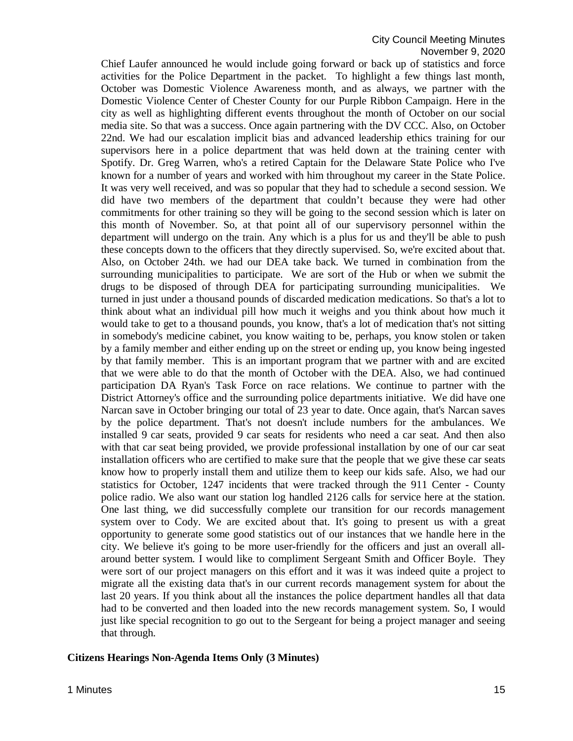Chief Laufer announced he would include going forward or back up of statistics and force activities for the Police Department in the packet. To highlight a few things last month, October was Domestic Violence Awareness month, and as always, we partner with the Domestic Violence Center of Chester County for our Purple Ribbon Campaign. Here in the city as well as highlighting different events throughout the month of October on our social media site. So that was a success. Once again partnering with the DV CCC. Also, on October 22nd. We had our escalation implicit bias and advanced leadership ethics training for our supervisors here in a police department that was held down at the training center with Spotify. Dr. Greg Warren, who's a retired Captain for the Delaware State Police who I've known for a number of years and worked with him throughout my career in the State Police. It was very well received, and was so popular that they had to schedule a second session. We did have two members of the department that couldn't because they were had other commitments for other training so they will be going to the second session which is later on this month of November. So, at that point all of our supervisory personnel within the department will undergo on the train. Any which is a plus for us and they'll be able to push these concepts down to the officers that they directly supervised. So, we're excited about that. Also, on October 24th. we had our DEA take back. We turned in combination from the surrounding municipalities to participate. We are sort of the Hub or when we submit the drugs to be disposed of through DEA for participating surrounding municipalities. We turned in just under a thousand pounds of discarded medication medications. So that's a lot to think about what an individual pill how much it weighs and you think about how much it would take to get to a thousand pounds, you know, that's a lot of medication that's not sitting in somebody's medicine cabinet, you know waiting to be, perhaps, you know stolen or taken by a family member and either ending up on the street or ending up, you know being ingested by that family member. This is an important program that we partner with and are excited that we were able to do that the month of October with the DEA. Also, we had continued participation DA Ryan's Task Force on race relations. We continue to partner with the District Attorney's office and the surrounding police departments initiative. We did have one Narcan save in October bringing our total of 23 year to date. Once again, that's Narcan saves by the police department. That's not doesn't include numbers for the ambulances. We installed 9 car seats, provided 9 car seats for residents who need a car seat. And then also with that car seat being provided, we provide professional installation by one of our car seat installation officers who are certified to make sure that the people that we give these car seats know how to properly install them and utilize them to keep our kids safe. Also, we had our statistics for October, 1247 incidents that were tracked through the 911 Center - County police radio. We also want our station log handled 2126 calls for service here at the station. One last thing, we did successfully complete our transition for our records management system over to Cody. We are excited about that. It's going to present us with a great opportunity to generate some good statistics out of our instances that we handle here in the city. We believe it's going to be more user-friendly for the officers and just an overall all-around better system. I would like to compliment Sergeant Smith and Officer Boyle. They were sort of our project managers on this effort and it was it was indeed quite a project to migrate all the existing data that's in our current records management system for about the last 20 years. If you think about all the instances the police department handles all that data had to be converted and then loaded into the new records management system. So, I would just like special recognition to go out to the Sergeant for being a project manager and seeing that through.

**Citizens Hearings Non-Agenda Items Only (3 Minutes)**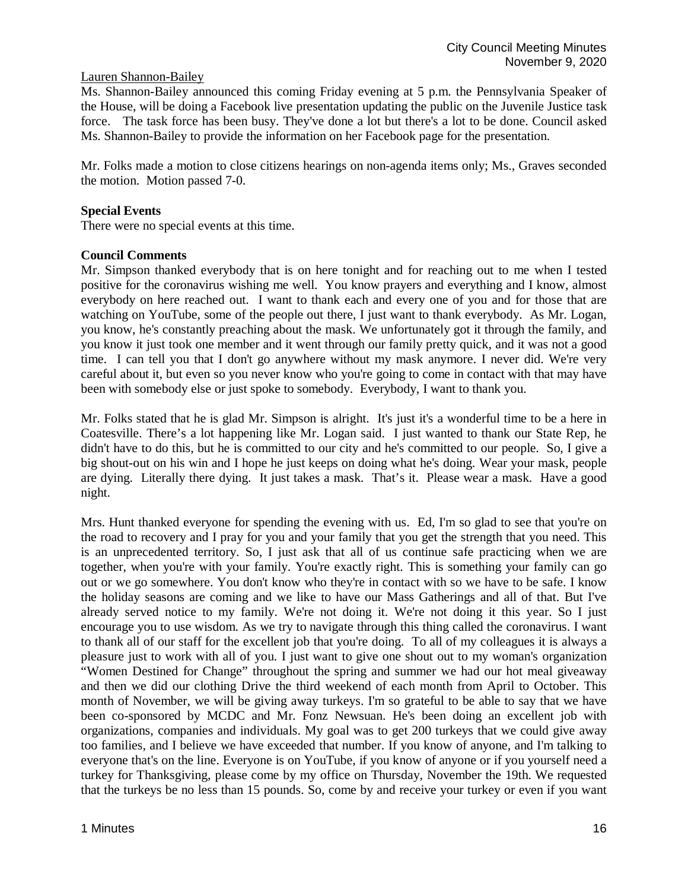Lauren Shannon-Bailey

Ms. Shannon-Bailey announced this coming Friday evening at 5 p.m. the Pennsylvania Speaker of the House, will be doing a Facebook live presentation updating the public on the Juvenile Justice task force. The task force has been busy. They've done a lot but there's a lot to be done. Council asked Ms. Shannon-Bailey to provide the information on her Facebook page for the presentation.

Mr. Folks made a motion to close citizens hearings on non-agenda items only; Ms., Graves seconded the motion. Motion passed 7-0.

**Special Events**

There were no special events at this time.

**Council Comments**

Mr. Simpson thanked everybody that is on here tonight and for reaching out to me when I tested positive for the coronavirus wishing me well. You know prayers and everything and I know, almost everybody on here reached out. I want to thank each and every one of you and for those that are watching on YouTube, some of the people out there, I just want to thank everybody. As Mr. Logan, you know, he's constantly preaching about the mask. We unfortunately got it through the family, and you know it just took one member and it went through our family pretty quick, and it was not a good time. I can tell you that I don't go anywhere without my mask anymore. I never did. We're very careful about it, but even so you never know who you're going to come in contact with that may have been with somebody else or just spoke to somebody. Everybody, I want to thank you.

Mr. Folks stated that he is glad Mr. Simpson is alright. It's just it's a wonderful time to be a here in Coatesville. There's a lot happening like Mr. Logan said. I just wanted to thank our State Rep, he didn't have to do this, but he is committed to our city and he's committed to our people. So, I give a big shout-out on his win and I hope he just keeps on doing what he's doing. Wear your mask, people are dying. Literally there dying. It just takes a mask. That's it. Please wear a mask. Have a good night.

Mrs. Hunt thanked everyone for spending the evening with us. Ed, I'm so glad to see that you're on the road to recovery and I pray for you and your family that you get the strength that you need. This is an unprecedented territory. So, I just ask that all of us continue safe practicing when we are together, when you're with your family. You're exactly right. This is something your family can go out or we go somewhere. You don't know who they're in contact with so we have to be safe. I know the holiday seasons are coming and we like to have our Mass Gatherings and all of that. But I've already served notice to my family. We're not doing it. We're not doing it this year. So I just encourage you to use wisdom. As we try to navigate through this thing called the coronavirus. I want to thank all of our staff for the excellent job that you're doing. To all of my colleagues it is always a pleasure just to work with all of you. I just want to give one shout out to my woman's organization "Women Destined for Change" throughout the spring and summer we had our hot meal giveaway and then we did our clothing Drive the third weekend of each month from April to October. This month of November, we will be giving away turkeys. I'm so grateful to be able to say that we have been co-sponsored by MCDC and Mr. Fonz Newsuan. He's been doing an excellent job with organizations, companies and individuals. My goal was to get 200 turkeys that we could give away too families, and I believe we have exceeded that number. If you know of anyone, and I'm talking to everyone that's on the line. Everyone is on YouTube, if you know of anyone or if you yourself need a turkey for Thanksgiving, please come by my office on Thursday, November the 19th. We requested that the turkeys be no less than 15 pounds. So, come by and receive your turkey or even if you want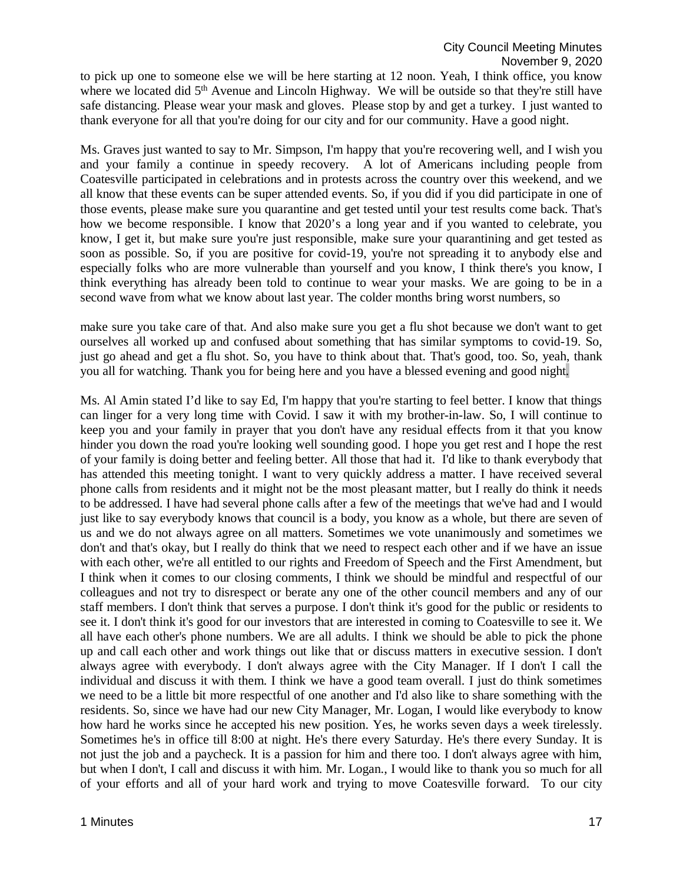to pick up one to someone else we will be here starting at 12 noon. Yeah, I think office, you know where we located did 5th Avenue and Lincoln Highway. We will be outside so that they're still have safe distancing. Please wear your mask and gloves. Please stop by and get a turkey. I just wanted to thank everyone for all that you're doing for our city and for our community. Have a good night.

Ms. Graves just wanted to say to Mr. Simpson, I'm happy that you're recovering well, and I wish you and your family a continue in speedy recovery. A lot of Americans including people from Coatesville participated in celebrations and in protests across the country over this weekend, and we all know that these events can be super attended events. So, if you did if you did participate in one of those events, please make sure you quarantine and get tested until your test results come back. That's how we become responsible. I know that 2020's a long year and if you wanted to celebrate, you know, I get it, but make sure you're just responsible, make sure your quarantining and get tested as soon as possible. So, if you are positive for covid-19, you're not spreading it to anybody else and especially folks who are more vulnerable than yourself and you know, I think there's you know, I think everything has already been told to continue to wear your masks. We are going to be in a second wave from what we know about last year. The colder months bring worst numbers, so

make sure you take care of that. And also make sure you get a flu shot because we don't want to get ourselves all worked up and confused about something that has similar symptoms to covid-19. So, just go ahead and get a flu shot. So, you have to think about that. That's good, too. So, yeah, thank you all for watching. Thank you for being here and you have a blessed evening and good night.

Ms. Al Amin stated I'd like to say Ed, I'm happy that you're starting to feel better. I know that things can linger for a very long time with Covid. I saw it with my brother-in-law. So, I will continue to keep you and your family in prayer that you don't have any residual effects from it that you know hinder you down the road you're looking well sounding good. I hope you get rest and I hope the rest of your family is doing better and feeling better. All those that had it. I'd like to thank everybody that has attended this meeting tonight. I want to very quickly address a matter. I have received several phone calls from residents and it might not be the most pleasant matter, but I really do think it needs to be addressed. I have had several phone calls after a few of the meetings that we've had and I would just like to say everybody knows that council is a body, you know as a whole, but there are seven of us and we do not always agree on all matters. Sometimes we vote unanimously and sometimes we don't and that's okay, but I really do think that we need to respect each other and if we have an issue with each other, we're all entitled to our rights and Freedom of Speech and the First Amendment, but I think when it comes to our closing comments, I think we should be mindful and respectful of our colleagues and not try to disrespect or berate any one of the other council members and any of our staff members. I don't think that serves a purpose. I don't think it's good for the public or residents to see it. I don't think it's good for our investors that are interested in coming to Coatesville to see it. We all have each other's phone numbers. We are all adults. I think we should be able to pick the phone up and call each other and work things out like that or discuss matters in executive session. I don't always agree with everybody. I don't always agree with the City Manager. If I don't I call the individual and discuss it with them. I think we have a good team overall. I just do think sometimes we need to be a little bit more respectful of one another and I'd also like to share something with the residents. So, since we have had our new City Manager, Mr. Logan, I would like everybody to know how hard he works since he accepted his new position. Yes, he works seven days a week tirelessly. Sometimes he's in office till 8:00 at night. He's there every Saturday. He's there every Sunday. It is not just the job and a paycheck. It is a passion for him and there too. I don't always agree with him, but when I don't, I call and discuss it with him. Mr. Logan., I would like to thank you so much for all of your efforts and all of your hard work and trying to move Coatesville forward. To our city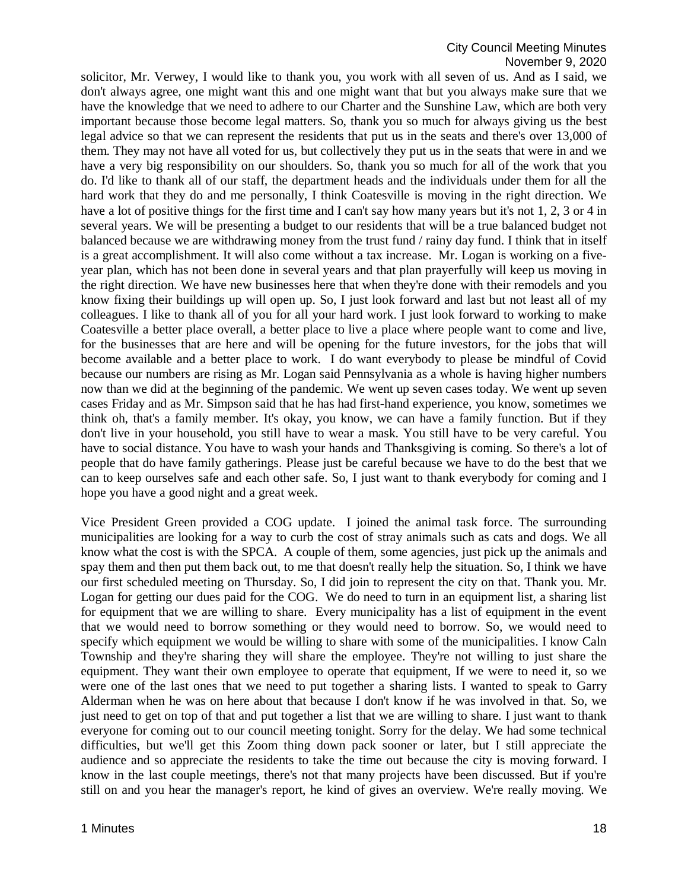solicitor, Mr. Verwey, I would like to thank you, you work with all seven of us. And as I said, we don't always agree, one might want this and one might want that but you always make sure that we have the knowledge that we need to adhere to our Charter and the Sunshine Law, which are both very important because those become legal matters. So, thank you so much for always giving us the best legal advice so that we can represent the residents that put us in the seats and there's over 13,000 of them. They may not have all voted for us, but collectively they put us in the seats that were in and we have a very big responsibility on our shoulders. So, thank you so much for all of the work that you do. I'd like to thank all of our staff, the department heads and the individuals under them for all the hard work that they do and me personally, I think Coatesville is moving in the right direction. We have a lot of positive things for the first time and I can't say how many years but it's not 1, 2, 3 or 4 in several years. We will be presenting a budget to our residents that will be a true balanced budget not balanced because we are withdrawing money from the trust fund / rainy day fund. I think that in itself is a great accomplishment. It will also come without a tax increase. Mr. Logan is working on a five-year plan, which has not been done in several years and that plan prayerfully will keep us moving in the right direction. We have new businesses here that when they're done with their remodels and you know fixing their buildings up will open up. So, I just look forward and last but not least all of my colleagues. I like to thank all of you for all your hard work. I just look forward to working to make Coatesville a better place overall, a better place to live a place where people want to come and live, for the businesses that are here and will be opening for the future investors, for the jobs that will become available and a better place to work. I do want everybody to please be mindful of Covid because our numbers are rising as Mr. Logan said Pennsylvania as a whole is having higher numbers now than we did at the beginning of the pandemic. We went up seven cases today. We went up seven cases Friday and as Mr. Simpson said that he has had first-hand experience, you know, sometimes we think oh, that's a family member. It's okay, you know, we can have a family function. But if they don't live in your household, you still have to wear a mask. You still have to be very careful. You have to social distance. You have to wash your hands and Thanksgiving is coming. So there's a lot of people that do have family gatherings. Please just be careful because we have to do the best that we can to keep ourselves safe and each other safe. So, I just want to thank everybody for coming and I hope you have a good night and a great week.

Vice President Green provided a COG update. I joined the animal task force. The surrounding municipalities are looking for a way to curb the cost of stray animals such as cats and dogs. We all know what the cost is with the SPCA. A couple of them, some agencies, just pick up the animals and spay them and then put them back out, to me that doesn't really help the situation. So, I think we have our first scheduled meeting on Thursday. So, I did join to represent the city on that. Thank you. Mr. Logan for getting our dues paid for the COG. We do need to turn in an equipment list, a sharing list for equipment that we are willing to share. Every municipality has a list of equipment in the event that we would need to borrow something or they would need to borrow. So, we would need to specify which equipment we would be willing to share with some of the municipalities. I know Caln Township and they're sharing they will share the employee. They're not willing to just share the equipment. They want their own employee to operate that equipment, If we were to need it, so we were one of the last ones that we need to put together a sharing lists. I wanted to speak to Garry Alderman when he was on here about that because I don't know if he was involved in that. So, we just need to get on top of that and put together a list that we are willing to share. I just want to thank everyone for coming out to our council meeting tonight. Sorry for the delay. We had some technical difficulties, but we'll get this Zoom thing down pack sooner or later, but I still appreciate the audience and so appreciate the residents to take the time out because the city is moving forward. I know in the last couple meetings, there's not that many projects have been discussed. But if you're still on and you hear the manager's report, he kind of gives an overview. We're really moving. We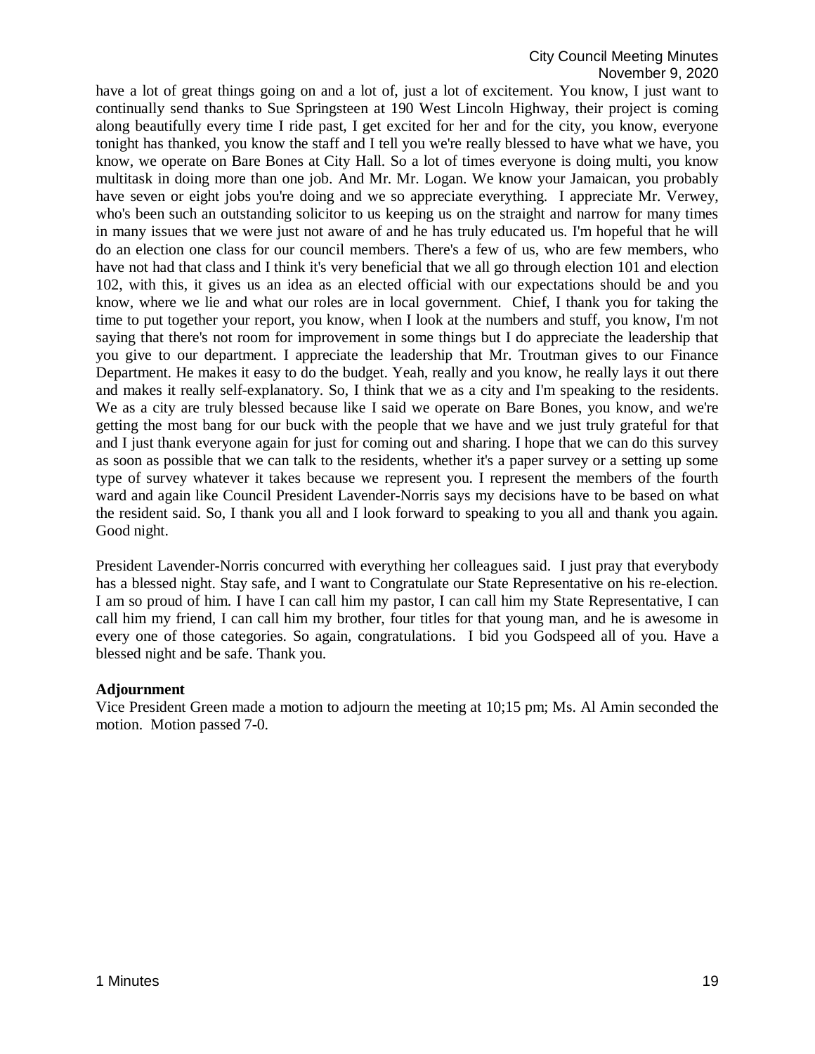have a lot of great things going on and a lot of, just a lot of excitement. You know, I just want to continually send thanks to Sue Springsteen at 190 West Lincoln Highway, their project is coming along beautifully every time I ride past, I get excited for her and for the city, you know, everyone tonight has thanked, you know the staff and I tell you we're really blessed to have what we have, you know, we operate on Bare Bones at City Hall. So a lot of times everyone is doing multi, you know multitask in doing more than one job. And Mr. Mr. Logan. We know your Jamaican, you probably have seven or eight jobs you're doing and we so appreciate everything. I appreciate Mr. Verwey, who's been such an outstanding solicitor to us keeping us on the straight and narrow for many times in many issues that we were just not aware of and he has truly educated us. I'm hopeful that he will do an election one class for our council members. There's a few of us, who are few members, who have not had that class and I think it's very beneficial that we all go through election 101 and election 102, with this, it gives us an idea as an elected official with our expectations should be and you know, where we lie and what our roles are in local government. Chief, I thank you for taking the time to put together your report, you know, when I look at the numbers and stuff, you know, I'm not saying that there's not room for improvement in some things but I do appreciate the leadership that you give to our department. I appreciate the leadership that Mr. Troutman gives to our Finance Department. He makes it easy to do the budget. Yeah, really and you know, he really lays it out there and makes it really self-explanatory. So, I think that we as a city and I'm speaking to the residents. We as a city are truly blessed because like I said we operate on Bare Bones, you know, and we're getting the most bang for our buck with the people that we have and we just truly grateful for that and I just thank everyone again for just for coming out and sharing. I hope that we can do this survey as soon as possible that we can talk to the residents, whether it's a paper survey or a setting up some type of survey whatever it takes because we represent you. I represent the members of the fourth ward and again like Council President Lavender-Norris says my decisions have to be based on what the resident said. So, I thank you all and I look forward to speaking to you all and thank you again. Good night.

President Lavender-Norris concurred with everything her colleagues said. I just pray that everybody has a blessed night. Stay safe, and I want to Congratulate our State Representative on his re-election. I am so proud of him. I have I can call him my pastor, I can call him my State Representative, I can call him my friend, I can call him my brother, four titles for that young man, and he is awesome in every one of those categories. So again, congratulations. I bid you Godspeed all of you. Have a blessed night and be safe. Thank you.

**Adjournment**

Vice President Green made a motion to adjourn the meeting at 10;15 pm; Ms. Al Amin seconded the motion. Motion passed 7-0.